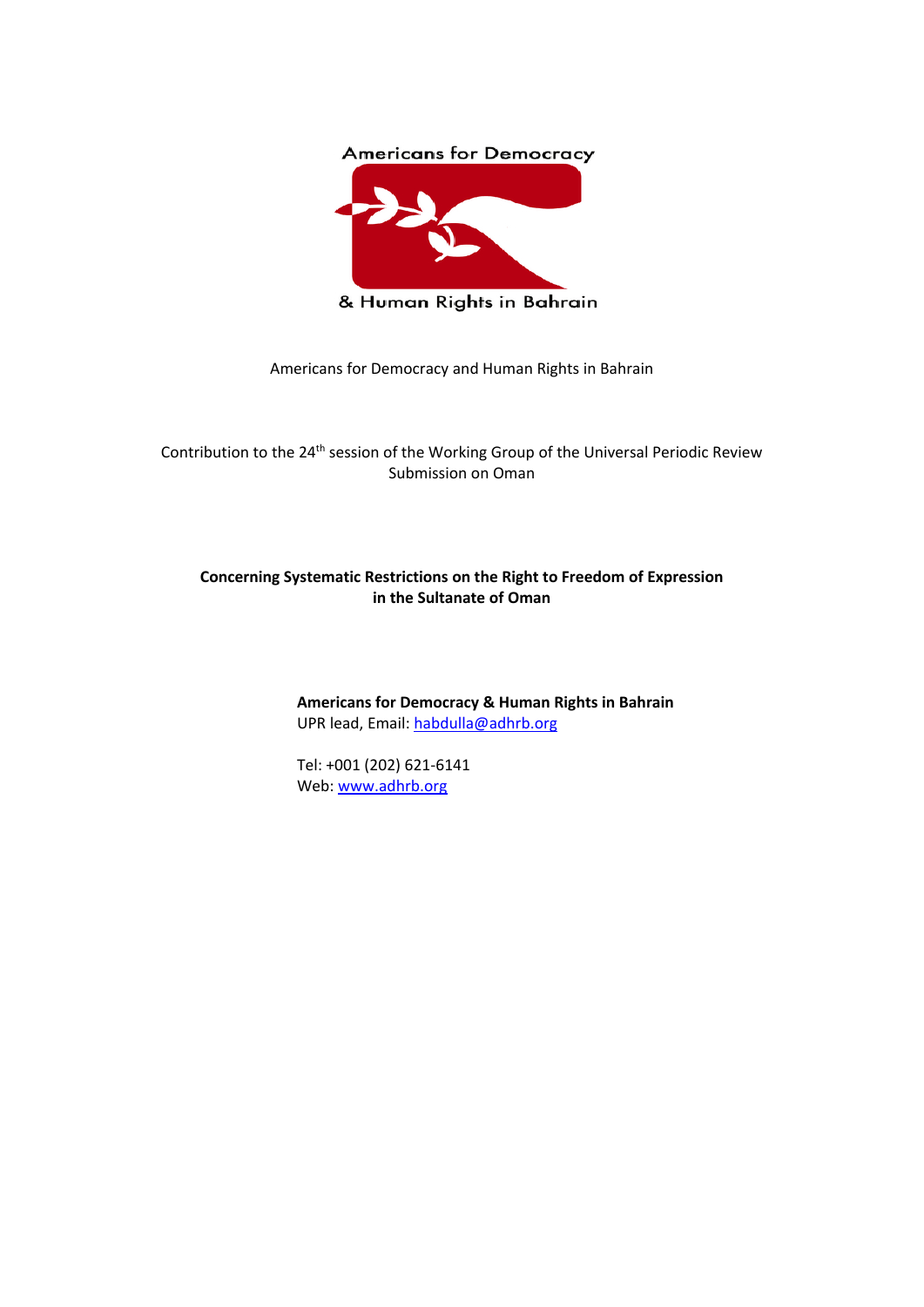Americans for Democracy

& Human Rights in Bahrain

Americans for Democracy and Human Rights in Bahrain

Contribution to the 24th session of the Working Group of the Universal Periodic Review
Submission on Oman

**Concerning Systematic Restrictions on the Right to Freedom of Expression in the Sultanate of Oman**

**Americans for Democracy & Human Rights in Bahrain**
UPR lead, Email: habdulla@adhrb.org

Tel: +001 (202) 621-6141
Web: www.adhrb.org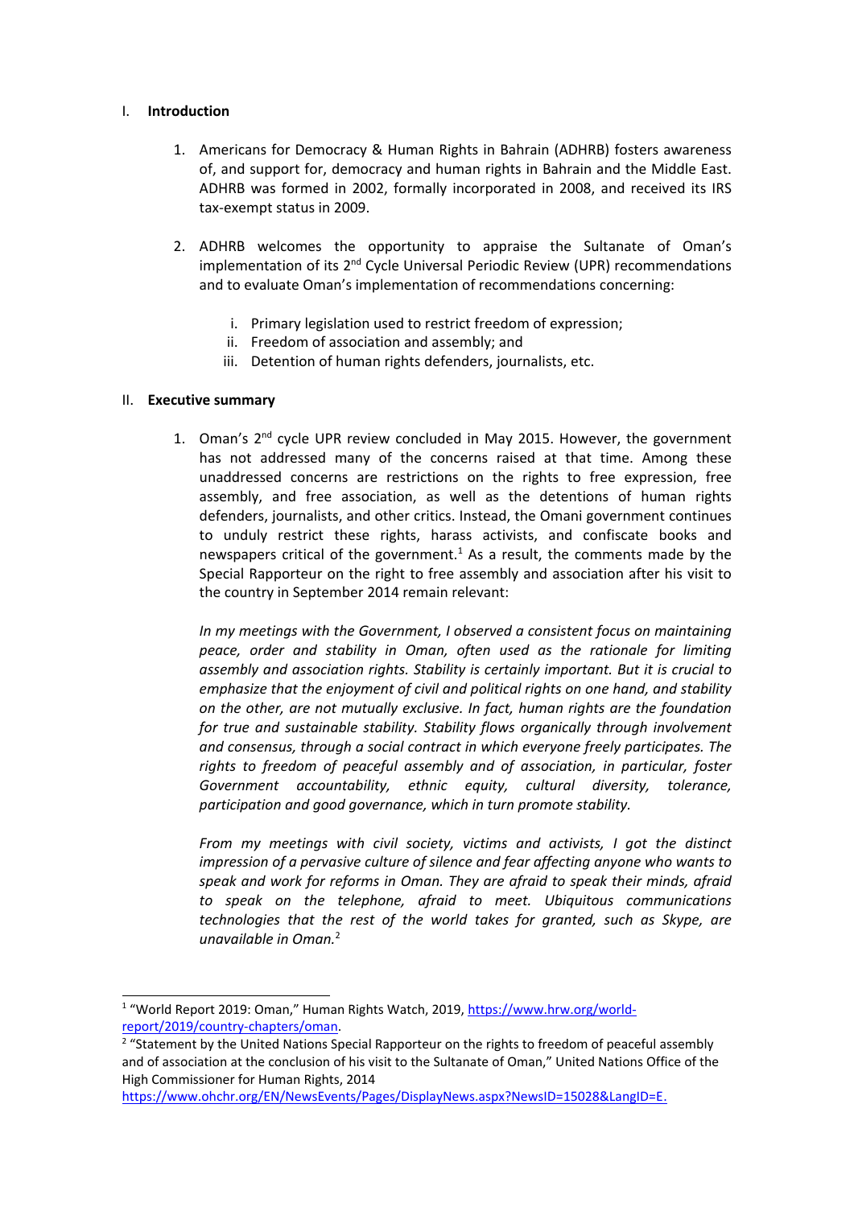## I. Introduction

1. Americans for Democracy & Human Rights in Bahrain (ADHRB) fosters awareness of, and support for, democracy and human rights in Bahrain and the Middle East. ADHRB was formed in 2002, formally incorporated in 2008, and received its IRS tax-exempt status in 2009.

2. ADHRB welcomes the opportunity to appraise the Sultanate of Oman's implementation of its 2nd Cycle Universal Periodic Review (UPR) recommendations and to evaluate Oman's implementation of recommendations concerning:

   i. Primary legislation used to restrict freedom of expression;
   ii. Freedom of association and assembly; and
   iii. Detention of human rights defenders, journalists, etc.

## II. Executive summary

1. Oman's 2nd cycle UPR review concluded in May 2015. However, the government has not addressed many of the concerns raised at that time. Among these unaddressed concerns are restrictions on the rights to free expression, free assembly, and free association, as well as the detentions of human rights defenders, journalists, and other critics. Instead, the Omani government continues to unduly restrict these rights, harass activists, and confiscate books and newspapers critical of the government.[1] As a result, the comments made by the Special Rapporteur on the right to free assembly and association after his visit to the country in September 2014 remain relevant:

   *In my meetings with the Government, I observed a consistent focus on maintaining peace, order and stability in Oman, often used as the rationale for limiting assembly and association rights. Stability is certainly important. But it is crucial to emphasize that the enjoyment of civil and political rights on one hand, and stability on the other, are not mutually exclusive. In fact, human rights are the foundation for true and sustainable stability. Stability flows organically through involvement and consensus, through a social contract in which everyone freely participates. The rights to freedom of peaceful assembly and of association, in particular, foster Government accountability, ethnic equity, cultural diversity, tolerance, participation and good governance, which in turn promote stability.*

   *From my meetings with civil society, victims and activists, I got the distinct impression of a pervasive culture of silence and fear affecting anyone who wants to speak and work for reforms in Oman. They are afraid to speak their minds, afraid to speak on the telephone, afraid to meet. Ubiquitous communications technologies that the rest of the world takes for granted, such as Skype, are unavailable in Oman.*[2]

---

[1] "World Report 2019: Oman," Human Rights Watch, 2019, https://www.hrw.org/world-report/2019/country-chapters/oman.

[2] "Statement by the United Nations Special Rapporteur on the rights to freedom of peaceful assembly and of association at the conclusion of his visit to the Sultanate of Oman," United Nations Office of the High Commissioner for Human Rights, 2014 https://www.ohchr.org/EN/NewsEvents/Pages/DisplayNews.aspx?NewsID=15028&LangID=E.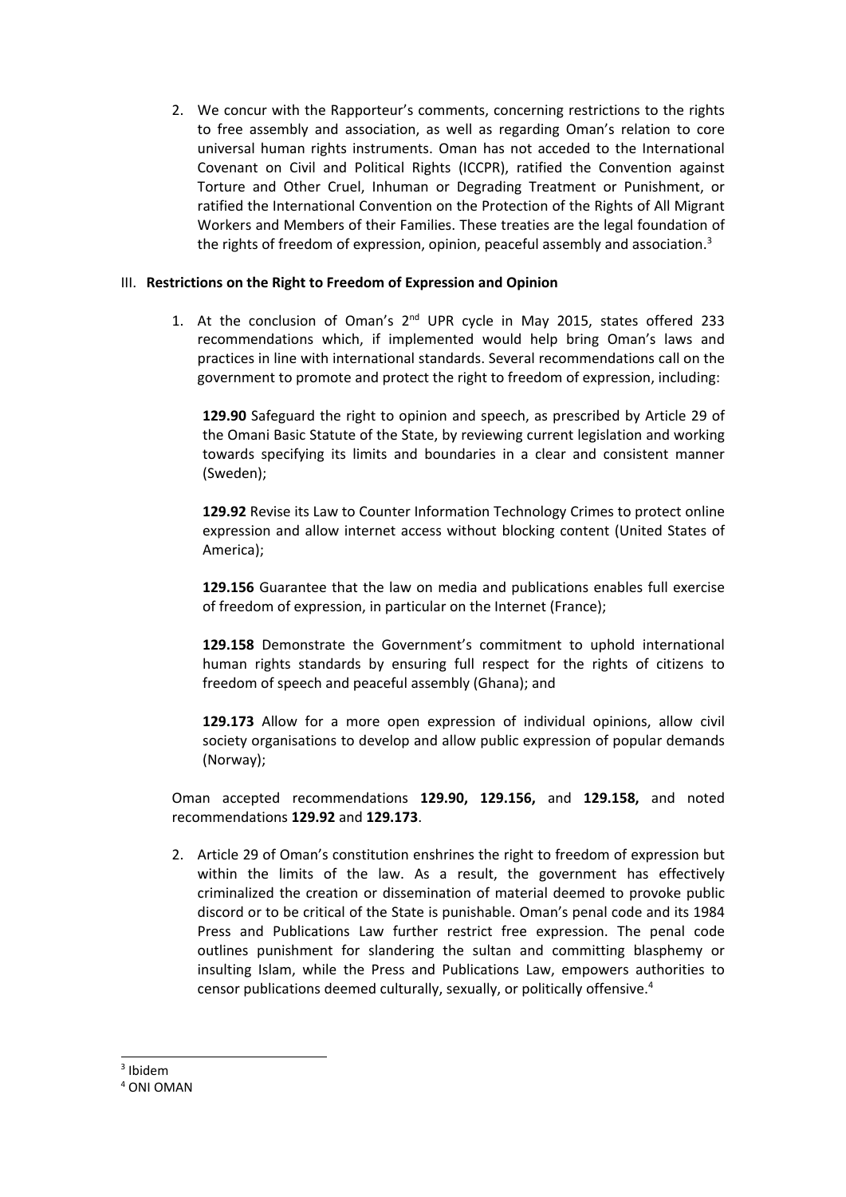2. We concur with the Rapporteur's comments, concerning restrictions to the rights to free assembly and association, as well as regarding Oman's relation to core universal human rights instruments. Oman has not acceded to the International Covenant on Civil and Political Rights (ICCPR), ratified the Convention against Torture and Other Cruel, Inhuman or Degrading Treatment or Punishment, or ratified the International Convention on the Protection of the Rights of All Migrant Workers and Members of their Families. These treaties are the legal foundation of the rights of freedom of expression, opinion, peaceful assembly and association.[3]

## III. **Restrictions on the Right to Freedom of Expression and Opinion**

1. At the conclusion of Oman's 2nd UPR cycle in May 2015, states offered 233 recommendations which, if implemented would help bring Oman's laws and practices in line with international standards. Several recommendations call on the government to promote and protect the right to freedom of expression, including:

   **129.90** Safeguard the right to opinion and speech, as prescribed by Article 29 of the Omani Basic Statute of the State, by reviewing current legislation and working towards specifying its limits and boundaries in a clear and consistent manner (Sweden);

   **129.92** Revise its Law to Counter Information Technology Crimes to protect online expression and allow internet access without blocking content (United States of America);

   **129.156** Guarantee that the law on media and publications enables full exercise of freedom of expression, in particular on the Internet (France);

   **129.158** Demonstrate the Government's commitment to uphold international human rights standards by ensuring full respect for the rights of citizens to freedom of speech and peaceful assembly (Ghana); and

   **129.173** Allow for a more open expression of individual opinions, allow civil society organisations to develop and allow public expression of popular demands (Norway);

   Oman accepted recommendations **129.90, 129.156,** and **129.158,** and noted recommendations **129.92** and **129.173**.

2. Article 29 of Oman's constitution enshrines the right to freedom of expression but within the limits of the law. As a result, the government has effectively criminalized the creation or dissemination of material deemed to provoke public discord or to be critical of the State is punishable. Oman's penal code and its 1984 Press and Publications Law further restrict free expression. The penal code outlines punishment for slandering the sultan and committing blasphemy or insulting Islam, while the Press and Publications Law, empowers authorities to censor publications deemed culturally, sexually, or politically offensive.[4]

---

[3] Ibidem

[4] ONI OMAN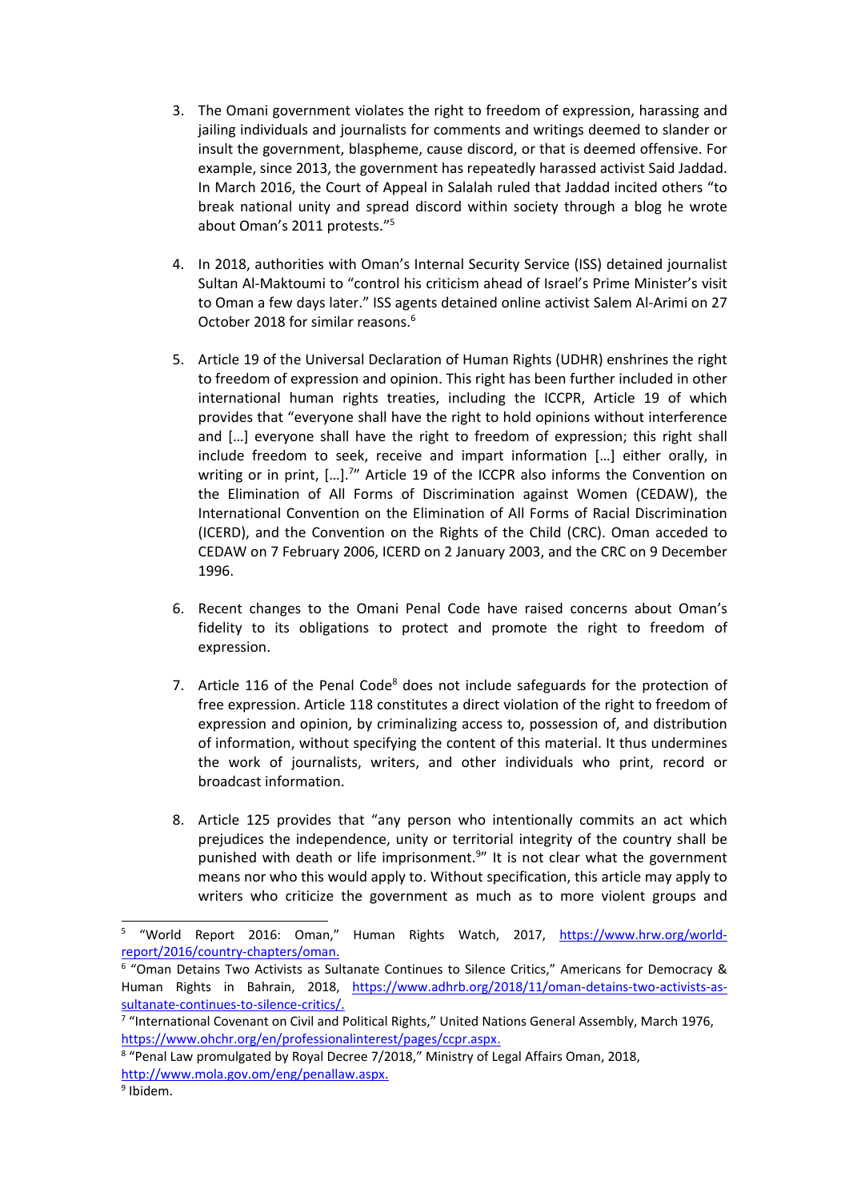3. The Omani government violates the right to freedom of expression, harassing and jailing individuals and journalists for comments and writings deemed to slander or insult the government, blaspheme, cause discord, or that is deemed offensive. For example, since 2013, the government has repeatedly harassed activist Said Jaddad. In March 2016, the Court of Appeal in Salalah ruled that Jaddad incited others "to break national unity and spread discord within society through a blog he wrote about Oman's 2011 protests."[5]

4. In 2018, authorities with Oman's Internal Security Service (ISS) detained journalist Sultan Al-Maktoumi to "control his criticism ahead of Israel's Prime Minister's visit to Oman a few days later." ISS agents detained online activist Salem Al-Arimi on 27 October 2018 for similar reasons.[6]

5. Article 19 of the Universal Declaration of Human Rights (UDHR) enshrines the right to freedom of expression and opinion. This right has been further included in other international human rights treaties, including the ICCPR, Article 19 of which provides that "everyone shall have the right to hold opinions without interference and […] everyone shall have the right to freedom of expression; this right shall include freedom to seek, receive and impart information […] either orally, in writing or in print, […].[7]" Article 19 of the ICCPR also informs the Convention on the Elimination of All Forms of Discrimination against Women (CEDAW), the International Convention on the Elimination of All Forms of Racial Discrimination (ICERD), and the Convention on the Rights of the Child (CRC). Oman acceded to CEDAW on 7 February 2006, ICERD on 2 January 2003, and the CRC on 9 December 1996.

6. Recent changes to the Omani Penal Code have raised concerns about Oman's fidelity to its obligations to protect and promote the right to freedom of expression.

7. Article 116 of the Penal Code[8] does not include safeguards for the protection of free expression. Article 118 constitutes a direct violation of the right to freedom of expression and opinion, by criminalizing access to, possession of, and distribution of information, without specifying the content of this material. It thus undermines the work of journalists, writers, and other individuals who print, record or broadcast information.

8. Article 125 provides that "any person who intentionally commits an act which prejudices the independence, unity or territorial integrity of the country shall be punished with death or life imprisonment.[9]" It is not clear what the government means nor who this would apply to. Without specification, this article may apply to writers who criticize the government as much as to more violent groups and

---

[5] "World Report 2016: Oman," Human Rights Watch, 2017, https://www.hrw.org/world-report/2016/country-chapters/oman.

[6] "Oman Detains Two Activists as Sultanate Continues to Silence Critics," Americans for Democracy & Human Rights in Bahrain, 2018, https://www.adhrb.org/2018/11/oman-detains-two-activists-as-sultanate-continues-to-silence-critics/.

[7] "International Covenant on Civil and Political Rights," United Nations General Assembly, March 1976, https://www.ohchr.org/en/professionalinterest/pages/ccpr.aspx.

[8] "Penal Law promulgated by Royal Decree 7/2018," Ministry of Legal Affairs Oman, 2018, http://www.mola.gov.om/eng/penallaw.aspx.

[9] Ibidem.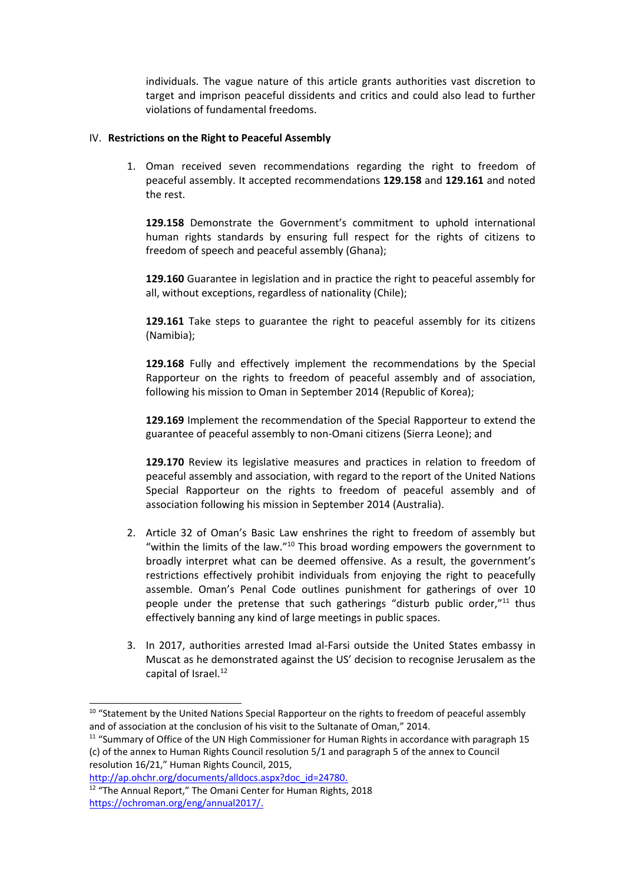individuals. The vague nature of this article grants authorities vast discretion to target and imprison peaceful dissidents and critics and could also lead to further violations of fundamental freedoms.

## IV. **Restrictions on the Right to Peaceful Assembly**

1. Oman received seven recommendations regarding the right to freedom of peaceful assembly. It accepted recommendations **129.158** and **129.161** and noted the rest.

   **129.158** Demonstrate the Government's commitment to uphold international human rights standards by ensuring full respect for the rights of citizens to freedom of speech and peaceful assembly (Ghana);

   **129.160** Guarantee in legislation and in practice the right to peaceful assembly for all, without exceptions, regardless of nationality (Chile);

   **129.161** Take steps to guarantee the right to peaceful assembly for its citizens (Namibia);

   **129.168** Fully and effectively implement the recommendations by the Special Rapporteur on the rights to freedom of peaceful assembly and of association, following his mission to Oman in September 2014 (Republic of Korea);

   **129.169** Implement the recommendation of the Special Rapporteur to extend the guarantee of peaceful assembly to non-Omani citizens (Sierra Leone); and

   **129.170** Review its legislative measures and practices in relation to freedom of peaceful assembly and association, with regard to the report of the United Nations Special Rapporteur on the rights to freedom of peaceful assembly and of association following his mission in September 2014 (Australia).

2. Article 32 of Oman's Basic Law enshrines the right to freedom of assembly but "within the limits of the law."[10] This broad wording empowers the government to broadly interpret what can be deemed offensive. As a result, the government's restrictions effectively prohibit individuals from enjoying the right to peacefully assemble. Oman's Penal Code outlines punishment for gatherings of over 10 people under the pretense that such gatherings "disturb public order,"[11] thus effectively banning any kind of large meetings in public spaces.

3. In 2017, authorities arrested Imad al-Farsi outside the United States embassy in Muscat as he demonstrated against the US' decision to recognise Jerusalem as the capital of Israel.[12]

---

[10] "Statement by the United Nations Special Rapporteur on the rights to freedom of peaceful assembly and of association at the conclusion of his visit to the Sultanate of Oman," 2014.

[11] "Summary of Office of the UN High Commissioner for Human Rights in accordance with paragraph 15 (c) of the annex to Human Rights Council resolution 5/1 and paragraph 5 of the annex to Council resolution 16/21," Human Rights Council, 2015, http://ap.ohchr.org/documents/alldocs.aspx?doc_id=24780.

[12] "The Annual Report," The Omani Center for Human Rights, 2018 https://ochroman.org/eng/annual2017/.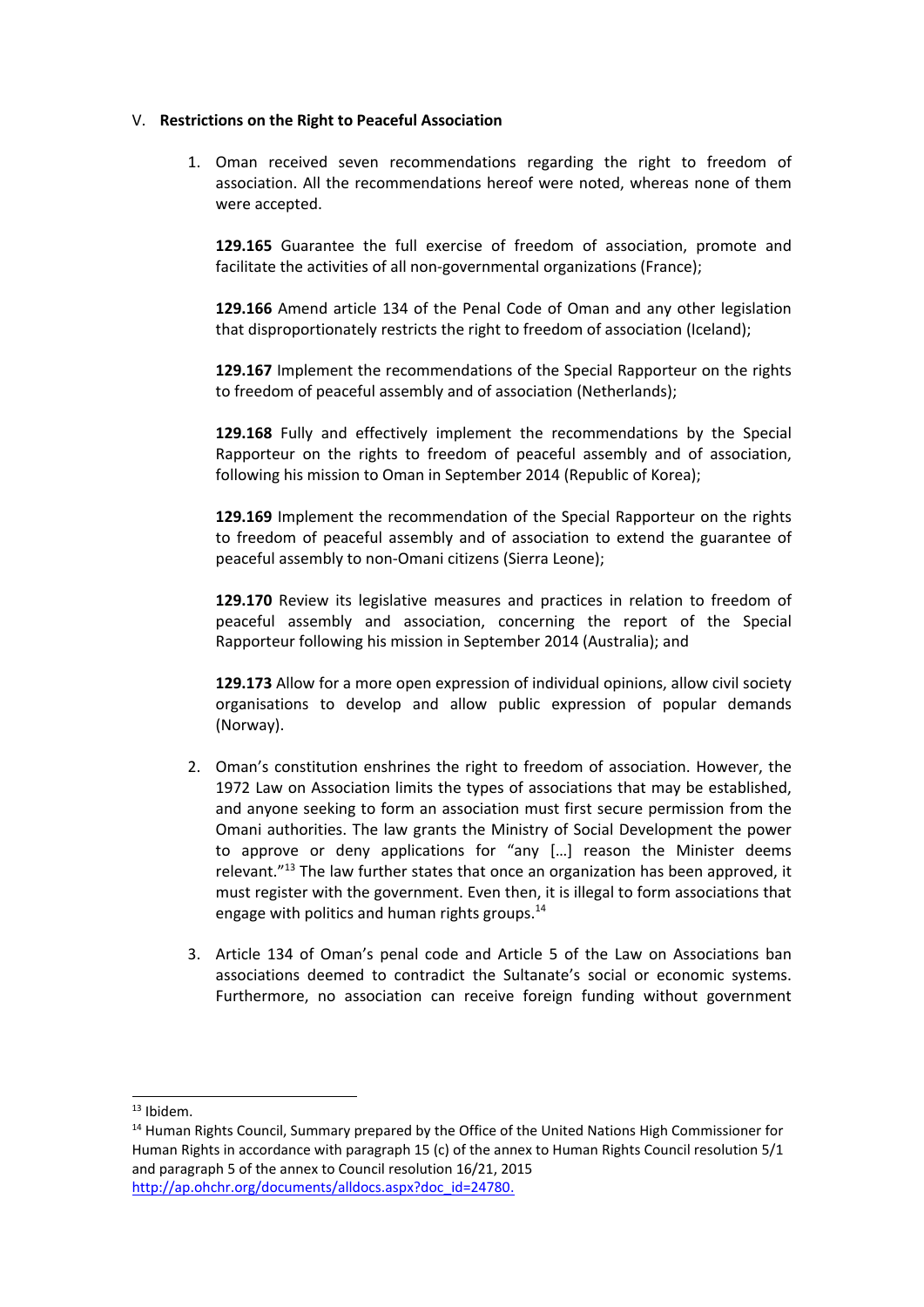## V. **Restrictions on the Right to Peaceful Association**

1. Oman received seven recommendations regarding the right to freedom of association. All the recommendations hereof were noted, whereas none of them were accepted.

   **129.165** Guarantee the full exercise of freedom of association, promote and facilitate the activities of all non-governmental organizations (France);

   **129.166** Amend article 134 of the Penal Code of Oman and any other legislation that disproportionately restricts the right to freedom of association (Iceland);

   **129.167** Implement the recommendations of the Special Rapporteur on the rights to freedom of peaceful assembly and of association (Netherlands);

   **129.168** Fully and effectively implement the recommendations by the Special Rapporteur on the rights to freedom of peaceful assembly and of association, following his mission to Oman in September 2014 (Republic of Korea);

   **129.169** Implement the recommendation of the Special Rapporteur on the rights to freedom of peaceful assembly and of association to extend the guarantee of peaceful assembly to non-Omani citizens (Sierra Leone);

   **129.170** Review its legislative measures and practices in relation to freedom of peaceful assembly and association, concerning the report of the Special Rapporteur following his mission in September 2014 (Australia); and

   **129.173** Allow for a more open expression of individual opinions, allow civil society organisations to develop and allow public expression of popular demands (Norway).

2. Oman's constitution enshrines the right to freedom of association. However, the 1972 Law on Association limits the types of associations that may be established, and anyone seeking to form an association must first secure permission from the Omani authorities. The law grants the Ministry of Social Development the power to approve or deny applications for "any […] reason the Minister deems relevant."[13] The law further states that once an organization has been approved, it must register with the government. Even then, it is illegal to form associations that engage with politics and human rights groups.[14]

3. Article 134 of Oman's penal code and Article 5 of the Law on Associations ban associations deemed to contradict the Sultanate's social or economic systems. Furthermore, no association can receive foreign funding without government

---

[13] Ibidem.

[14] Human Rights Council, Summary prepared by the Office of the United Nations High Commissioner for Human Rights in accordance with paragraph 15 (c) of the annex to Human Rights Council resolution 5/1 and paragraph 5 of the annex to Council resolution 16/21, 2015 http://ap.ohchr.org/documents/alldocs.aspx?doc_id=24780.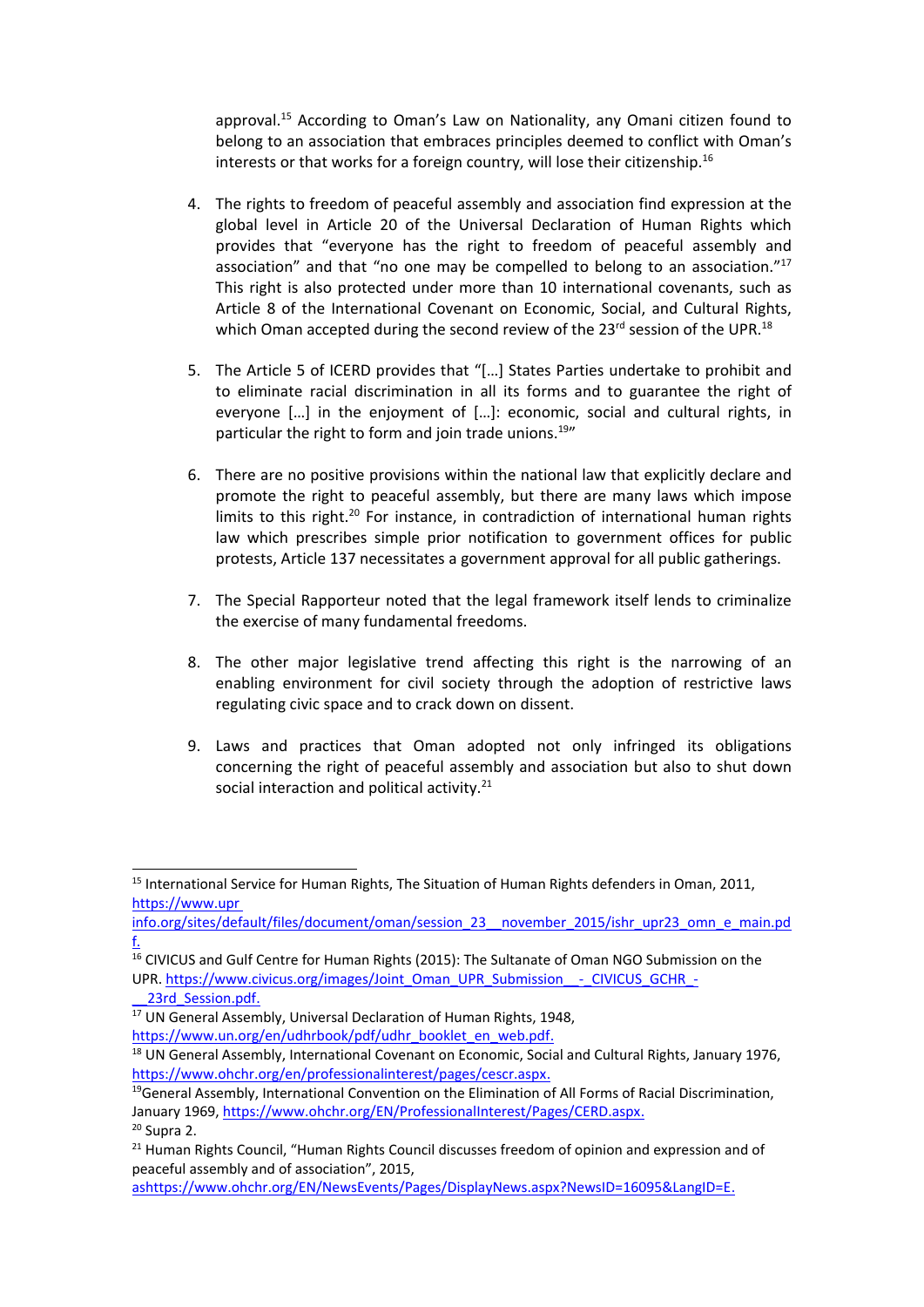approval.[15] According to Oman's Law on Nationality, any Omani citizen found to belong to an association that embraces principles deemed to conflict with Oman's interests or that works for a foreign country, will lose their citizenship.[16]

4. The rights to freedom of peaceful assembly and association find expression at the global level in Article 20 of the Universal Declaration of Human Rights which provides that "everyone has the right to freedom of peaceful assembly and association" and that "no one may be compelled to belong to an association."[17] This right is also protected under more than 10 international covenants, such as Article 8 of the International Covenant on Economic, Social, and Cultural Rights, which Oman accepted during the second review of the 23rd session of the UPR.[18]

5. The Article 5 of ICERD provides that "[…] States Parties undertake to prohibit and to eliminate racial discrimination in all its forms and to guarantee the right of everyone […] in the enjoyment of […]: economic, social and cultural rights, in particular the right to form and join trade unions.[19]"

6. There are no positive provisions within the national law that explicitly declare and promote the right to peaceful assembly, but there are many laws which impose limits to this right.[20] For instance, in contradiction of international human rights law which prescribes simple prior notification to government offices for public protests, Article 137 necessitates a government approval for all public gatherings.

7. The Special Rapporteur noted that the legal framework itself lends to criminalize the exercise of many fundamental freedoms.

8. The other major legislative trend affecting this right is the narrowing of an enabling environment for civil society through the adoption of restrictive laws regulating civic space and to crack down on dissent.

9. Laws and practices that Oman adopted not only infringed its obligations concerning the right of peaceful assembly and association but also to shut down social interaction and political activity.[21]

---

[15] International Service for Human Rights, The Situation of Human Rights defenders in Oman, 2011, https://www.upr info.org/sites/default/files/document/oman/session_23__november_2015/ishr_upr23_omn_e_main.pdf.

[16] CIVICUS and Gulf Centre for Human Rights (2015): The Sultanate of Oman NGO Submission on the UPR. https://www.civicus.org/images/Joint_Oman_UPR_Submission__-_CIVICUS_GCHR_-__23rd_Session.pdf.

[17] UN General Assembly, Universal Declaration of Human Rights, 1948, https://www.un.org/en/udhrbook/pdf/udhr_booklet_en_web.pdf.

[18] UN General Assembly, International Covenant on Economic, Social and Cultural Rights, January 1976, https://www.ohchr.org/en/professionalinterest/pages/cescr.aspx.

[19] General Assembly, International Convention on the Elimination of All Forms of Racial Discrimination, January 1969, https://www.ohchr.org/EN/ProfessionalInterest/Pages/CERD.aspx.

[20] Supra 2.

[21] Human Rights Council, "Human Rights Council discusses freedom of opinion and expression and of peaceful assembly and of association", 2015, ashttps://www.ohchr.org/EN/NewsEvents/Pages/DisplayNews.aspx?NewsID=16095&LangID=E.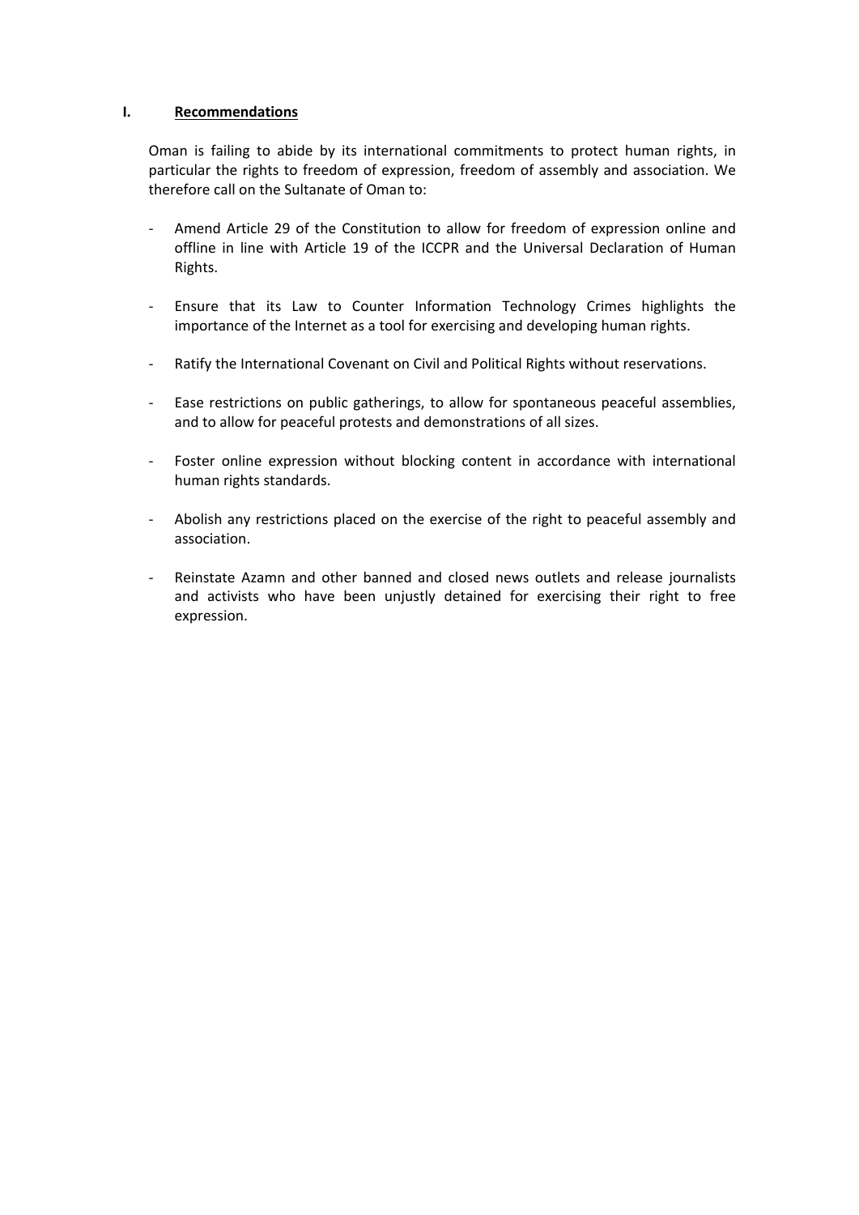# I. Recommendations

Oman is failing to abide by its international commitments to protect human rights, in particular the rights to freedom of expression, freedom of assembly and association. We therefore call on the Sultanate of Oman to:

- Amend Article 29 of the Constitution to allow for freedom of expression online and offline in line with Article 19 of the ICCPR and the Universal Declaration of Human Rights.

- Ensure that its Law to Counter Information Technology Crimes highlights the importance of the Internet as a tool for exercising and developing human rights.

- Ratify the International Covenant on Civil and Political Rights without reservations.

- Ease restrictions on public gatherings, to allow for spontaneous peaceful assemblies, and to allow for peaceful protests and demonstrations of all sizes.

- Foster online expression without blocking content in accordance with international human rights standards.

- Abolish any restrictions placed on the exercise of the right to peaceful assembly and association.

- Reinstate Azamn and other banned and closed news outlets and release journalists and activists who have been unjustly detained for exercising their right to free expression.